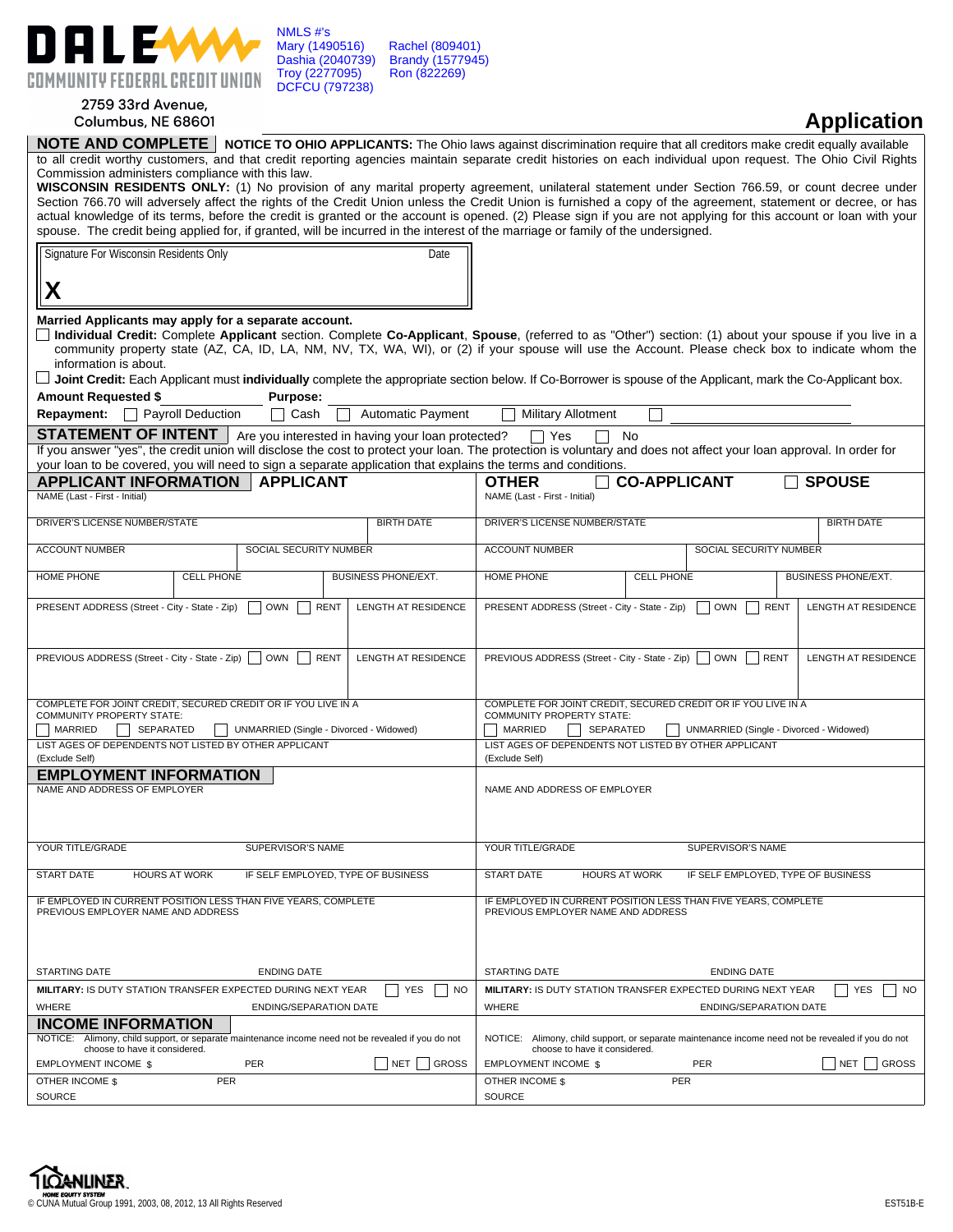**DALE COMMUNITY FEDERAL CREDIT UNION**

2759 33rd Avenue,
Columbus, NE 68601

NMLS #'s
Mary (1490516) Rachel (809401)
Dashia (2040739) Brandy (1577945)
Troy (2277095) Ron (822269)
DCFCU (797238)

# Application

## NOTE AND COMPLETE

**NOTICE TO OHIO APPLICANTS:** The Ohio laws against discrimination require that all creditors make credit equally available to all credit worthy customers, and that credit reporting agencies maintain separate credit histories on each individual upon request. The Ohio Civil Rights Commission administers compliance with this law.

**WISCONSIN RESIDENTS ONLY:** (1) No provision of any marital property agreement, unilateral statement under Section 766.59, or count decree under Section 766.70 will adversely affect the rights of the Credit Union unless the Credit Union is furnished a copy of the agreement, statement or decree, or has actual knowledge of its terms, before the credit is granted or the account is opened. (2) Please sign if you are not applying for this account or loan with your spouse. The credit being applied for, if granted, will be incurred in the interest of the marriage or family of the undersigned.

| Signature For Wisconsin Residents Only | Date |
|---|---|
| X | |

**Married Applicants may apply for a separate account.**

☐ **Individual Credit:** Complete **Applicant** section. Complete **Co-Applicant**, **Spouse**, (referred to as "Other") section: (1) about your spouse if you live in a community property state (AZ, CA, ID, LA, NM, NV, TX, WA, WI), or (2) if your spouse will use the Account. Please check box to indicate whom the information is about.

☐ **Joint Credit:** Each Applicant must **individually** complete the appropriate section below. If Co-Borrower is spouse of the Applicant, mark the Co-Applicant box.

**Amount Requested $** ______ **Purpose:** ______

**Repayment:** ☐ Payroll Deduction ☐ Cash ☐ Automatic Payment ☐ Military Allotment ☐ ______

## STATEMENT OF INTENT

Are you interested in having your loan protected? ☐ Yes ☐ No

If you answer "yes", the credit union will disclose the cost to protect your loan. The protection is voluntary and does not affect your loan approval. In order for your loan to be covered, you will need to sign a separate application that explains the terms and conditions.

## APPLICANT INFORMATION

| APPLICANT | OTHER ☐ CO-APPLICANT ☐ SPOUSE |
|---|---|
| NAME (Last - First - Initial) | NAME (Last - First - Initial) |
| DRIVER'S LICENSE NUMBER/STATE · BIRTH DATE | DRIVER'S LICENSE NUMBER/STATE · BIRTH DATE |
| ACCOUNT NUMBER · SOCIAL SECURITY NUMBER | ACCOUNT NUMBER · SOCIAL SECURITY NUMBER |
| HOME PHONE · CELL PHONE · BUSINESS PHONE/EXT. | HOME PHONE · CELL PHONE · BUSINESS PHONE/EXT. |
| PRESENT ADDRESS (Street - City - State - Zip) ☐ OWN ☐ RENT · LENGTH AT RESIDENCE | PRESENT ADDRESS (Street - City - State - Zip) ☐ OWN ☐ RENT · LENGTH AT RESIDENCE |
| PREVIOUS ADDRESS (Street - City - State - Zip) ☐ OWN ☐ RENT · LENGTH AT RESIDENCE | PREVIOUS ADDRESS (Street - City - State - Zip) ☐ OWN ☐ RENT · LENGTH AT RESIDENCE |
| COMPLETE FOR JOINT CREDIT, SECURED CREDIT OR IF YOU LIVE IN A COMMUNITY PROPERTY STATE: ☐ MARRIED ☐ SEPARATED ☐ UNMARRIED (Single - Divorced - Widowed) | COMPLETE FOR JOINT CREDIT, SECURED CREDIT OR IF YOU LIVE IN A COMMUNITY PROPERTY STATE: ☐ MARRIED ☐ SEPARATED ☐ UNMARRIED (Single - Divorced - Widowed) |
| LIST AGES OF DEPENDENTS NOT LISTED BY OTHER APPLICANT (Exclude Self) | LIST AGES OF DEPENDENTS NOT LISTED BY OTHER APPLICANT (Exclude Self) |

## EMPLOYMENT INFORMATION

| APPLICANT | OTHER |
|---|---|
| NAME AND ADDRESS OF EMPLOYER | NAME AND ADDRESS OF EMPLOYER |
| YOUR TITLE/GRADE · SUPERVISOR'S NAME | YOUR TITLE/GRADE · SUPERVISOR'S NAME |
| START DATE · HOURS AT WORK · IF SELF EMPLOYED, TYPE OF BUSINESS | START DATE · HOURS AT WORK · IF SELF EMPLOYED, TYPE OF BUSINESS |
| IF EMPLOYED IN CURRENT POSITION LESS THAN FIVE YEARS, COMPLETE PREVIOUS EMPLOYER NAME AND ADDRESS | IF EMPLOYED IN CURRENT POSITION LESS THAN FIVE YEARS, COMPLETE PREVIOUS EMPLOYER NAME AND ADDRESS |
| STARTING DATE · ENDING DATE | STARTING DATE · ENDING DATE |
| **MILITARY:** IS DUTY STATION TRANSFER EXPECTED DURING NEXT YEAR ☐ YES ☐ NO | **MILITARY:** IS DUTY STATION TRANSFER EXPECTED DURING NEXT YEAR ☐ YES ☐ NO |
| WHERE · ENDING/SEPARATION DATE | WHERE · ENDING/SEPARATION DATE |

## INCOME INFORMATION

| APPLICANT | OTHER |
|---|---|
| NOTICE: Alimony, child support, or separate maintenance income need not be revealed if you do not choose to have it considered. | NOTICE: Alimony, child support, or separate maintenance income need not be revealed if you do not choose to have it considered. |
| EMPLOYMENT INCOME $ · PER · ☐ NET ☐ GROSS | EMPLOYMENT INCOME $ · PER · ☐ NET ☐ GROSS |
| OTHER INCOME $ · PER | OTHER INCOME $ · PER |
| SOURCE | SOURCE |

LOANLINER HOME EQUITY SYSTEM
© CUNA Mutual Group 1991, 2003, 08, 2012, 13 All Rights Reserved

EST51B-E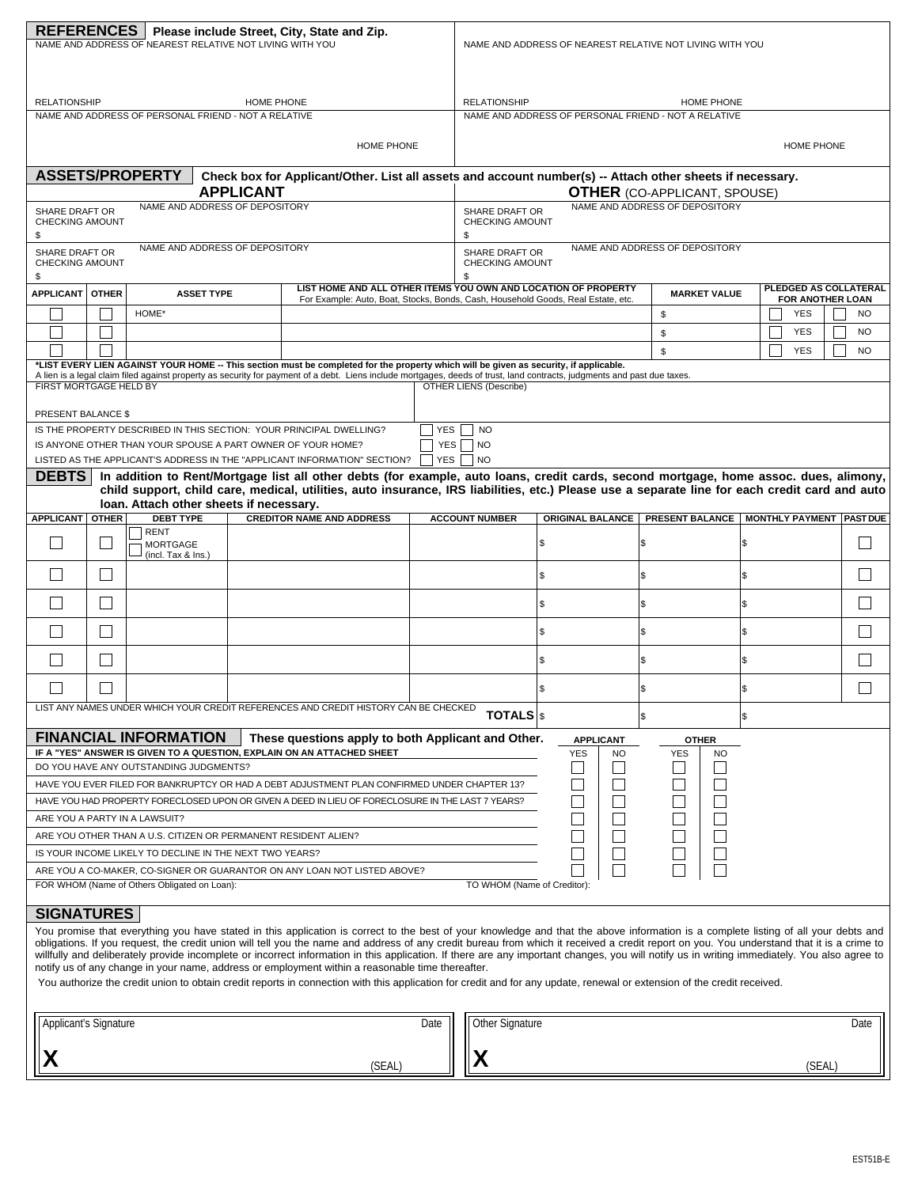## REFERENCES

Please include Street, City, State and Zip.

| NAME AND ADDRESS OF NEAREST RELATIVE NOT LIVING WITH YOU | NAME AND ADDRESS OF NEAREST RELATIVE NOT LIVING WITH YOU |
|---|---|
| RELATIONSHIP HOME PHONE | RELATIONSHIP HOME PHONE |
| NAME AND ADDRESS OF PERSONAL FRIEND - NOT A RELATIVE | NAME AND ADDRESS OF PERSONAL FRIEND - NOT A RELATIVE |
| HOME PHONE | HOME PHONE |

## ASSETS/PROPERTY

Check box for Applicant/Other. List all assets and account number(s) -- Attach other sheets if necessary.

| APPLICANT | | OTHER (CO-APPLICANT, SPOUSE) | |
|---|---|---|---|
| SHARE DRAFT OR CHECKING AMOUNT $ | NAME AND ADDRESS OF DEPOSITORY | SHARE DRAFT OR CHECKING AMOUNT $ | NAME AND ADDRESS OF DEPOSITORY |
| SHARE DRAFT OR CHECKING AMOUNT $ | NAME AND ADDRESS OF DEPOSITORY | SHARE DRAFT OR CHECKING AMOUNT $ | NAME AND ADDRESS OF DEPOSITORY |

| APPLICANT | OTHER | ASSET TYPE | LIST HOME AND ALL OTHER ITEMS YOU OWN AND LOCATION OF PROPERTY For Example: Auto, Boat, Stocks, Bonds, Cash, Household Goods, Real Estate, etc. | MARKET VALUE | PLEDGED AS COLLATERAL FOR ANOTHER LOAN |
|---|---|---|---|---|---|
| ☐ | ☐ | HOME* | | $ | ☐ YES ☐ NO |
| ☐ | ☐ | | | $ | ☐ YES ☐ NO |
| ☐ | ☐ | | | $ | ☐ YES ☐ NO |

***LIST EVERY LIEN AGAINST YOUR HOME -- This section must be completed for the property which will be given as security, if applicable.**
A lien is a legal claim filed against property as security for payment of a debt. Liens include mortgages, deeds of trust, land contracts, judgments and past due taxes.

| FIRST MORTGAGE HELD BY | OTHER LIENS (Describe) |
|---|---|
| PRESENT BALANCE $ | |

IS THE PROPERTY DESCRIBED IN THIS SECTION: YOUR PRINCIPAL DWELLING? ☐ YES ☐ NO
IS ANYONE OTHER THAN YOUR SPOUSE A PART OWNER OF YOUR HOME? ☐ YES ☐ NO
LISTED AS THE APPLICANT'S ADDRESS IN THE "APPLICANT INFORMATION" SECTION? ☐ YES ☐ NO

## DEBTS

**In addition to Rent/Mortgage list all other debts (for example, auto loans, credit cards, second mortgage, home assoc. dues, alimony, child support, child care, medical, utilities, auto insurance, IRS liabilities, etc.) Please use a separate line for each credit card and auto loan. Attach other sheets if necessary.**

| APPLICANT | OTHER | DEBT TYPE | CREDITOR NAME AND ADDRESS | ACCOUNT NUMBER | ORIGINAL BALANCE | PRESENT BALANCE | MONTHLY PAYMENT | PAST DUE |
|---|---|---|---|---|---|---|---|---|
| ☐ | ☐ | ☐ RENT ☐ MORTGAGE (incl. Tax & Ins.) | | | $ | $ | $ | ☐ |
| ☐ | ☐ | | | | $ | $ | $ | ☐ |
| ☐ | ☐ | | | | $ | $ | $ | ☐ |
| ☐ | ☐ | | | | $ | $ | $ | ☐ |
| ☐ | ☐ | | | | $ | $ | $ | ☐ |
| ☐ | ☐ | | | | $ | $ | $ | ☐ |
| LIST ANY NAMES UNDER WHICH YOUR CREDIT REFERENCES AND CREDIT HISTORY CAN BE CHECKED | | | | **TOTALS** | $ | $ | $ | |

## FINANCIAL INFORMATION

**These questions apply to both Applicant and Other.**

| IF A "YES" ANSWER IS GIVEN TO A QUESTION, EXPLAIN ON AN ATTACHED SHEET | APPLICANT YES | APPLICANT NO | OTHER YES | OTHER NO |
|---|---|---|---|---|
| DO YOU HAVE ANY OUTSTANDING JUDGMENTS? | ☐ | ☐ | ☐ | ☐ |
| HAVE YOU EVER FILED FOR BANKRUPTCY OR HAD A DEBT ADJUSTMENT PLAN CONFIRMED UNDER CHAPTER 13? | ☐ | ☐ | ☐ | ☐ |
| HAVE YOU HAD PROPERTY FORECLOSED UPON OR GIVEN A DEED IN LIEU OF FORECLOSURE IN THE LAST 7 YEARS? | ☐ | ☐ | ☐ | ☐ |
| ARE YOU A PARTY IN A LAWSUIT? | ☐ | ☐ | ☐ | ☐ |
| ARE YOU OTHER THAN A U.S. CITIZEN OR PERMANENT RESIDENT ALIEN? | ☐ | ☐ | ☐ | ☐ |
| IS YOUR INCOME LIKELY TO DECLINE IN THE NEXT TWO YEARS? | ☐ | ☐ | ☐ | ☐ |
| ARE YOU A CO-MAKER, CO-SIGNER OR GUARANTOR ON ANY LOAN NOT LISTED ABOVE? | ☐ | ☐ | ☐ | ☐ |

FOR WHOM (Name of Others Obligated on Loan): TO WHOM (Name of Creditor):

## SIGNATURES

You promise that everything you have stated in this application is correct to the best of your knowledge and that the above information is a complete listing of all your debts and obligations. If you request, the credit union will tell you the name and address of any credit bureau from which it received a credit report on you. You understand that it is a crime to willfully and deliberately provide incomplete or incorrect information in this application. If there are any important changes, you will notify us in writing immediately. You also agree to notify us of any change in your name, address or employment within a reasonable time thereafter.

You authorize the credit union to obtain credit reports in connection with this application for credit and for any update, renewal or extension of the credit received.

| Applicant's Signature | Date | Other Signature | Date |
|---|---|---|---|
| X (SEAL) | | X (SEAL) | |

EST51B-E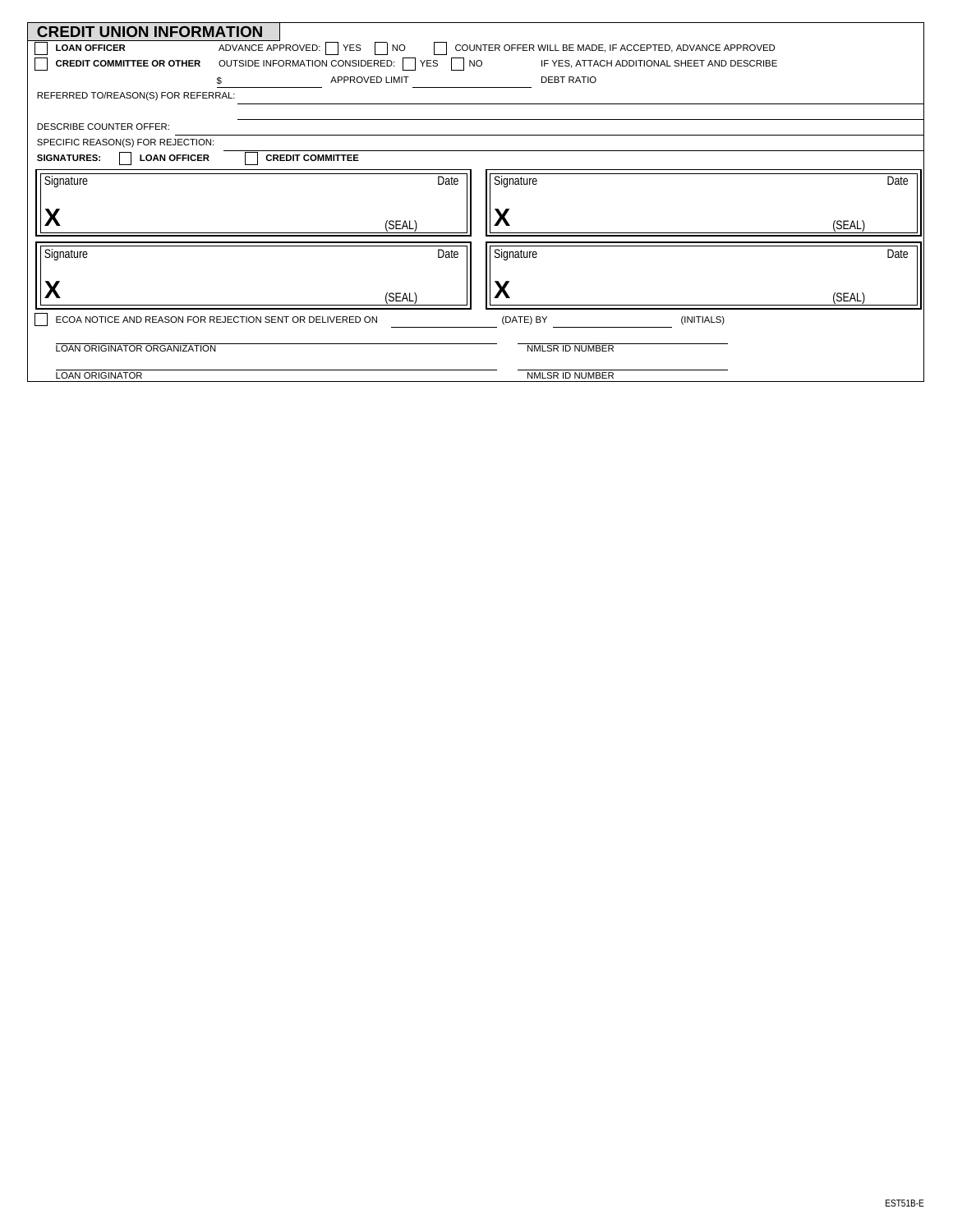## CREDIT UNION INFORMATION

☐ **LOAN OFFICER** ADVANCE APPROVED: ☐ YES ☐ NO ☐ COUNTER OFFER WILL BE MADE, IF ACCEPTED, ADVANCE APPROVED

☐ **CREDIT COMMITTEE OR OTHER** OUTSIDE INFORMATION CONSIDERED: ☐ YES ☐ NO IF YES, ATTACH ADDITIONAL SHEET AND DESCRIBE

$ ______________ APPROVED LIMIT ______________ DEBT RATIO

REFERRED TO/REASON(S) FOR REFERRAL: ______________________________

DESCRIBE COUNTER OFFER: ______________________________

SPECIFIC REASON(S) FOR REJECTION: ______________________________

**SIGNATURES:** ☐ **LOAN OFFICER** ☐ **CREDIT COMMITTEE**

| | |
|---|---|
| Signature Date<br>X (SEAL) | Signature Date<br>X (SEAL) |
| Signature Date<br>X (SEAL) | Signature Date<br>X (SEAL) |

☐ ECOA NOTICE AND REASON FOR REJECTION SENT OR DELIVERED ON ______________ (DATE) BY ______________ (INITIALS)

______________________________ ______________
LOAN ORIGINATOR ORGANIZATION NMLSR ID NUMBER

______________________________ ______________
LOAN ORIGINATOR NMLSR ID NUMBER

EST51B-E